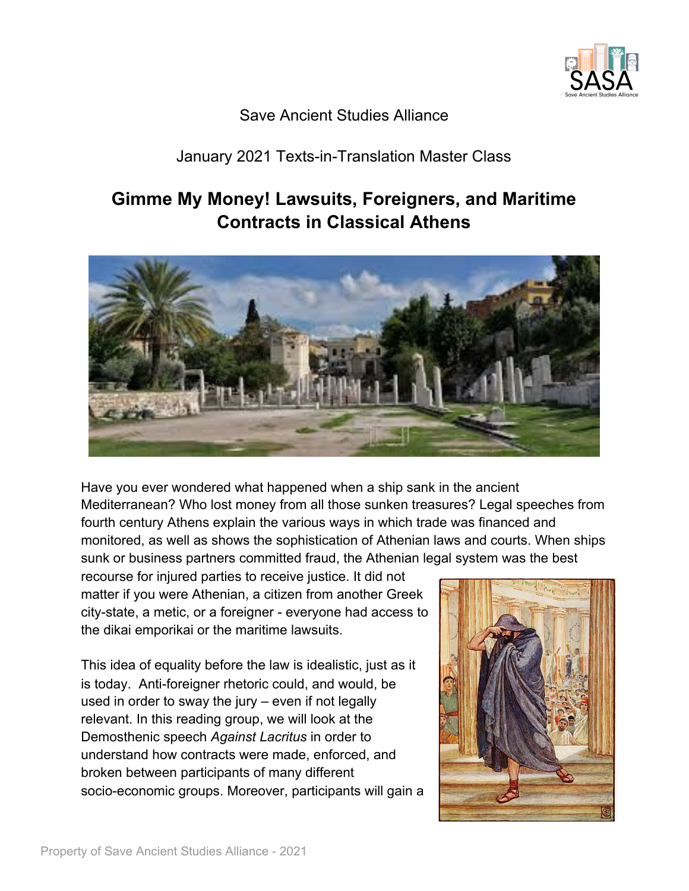Save Ancient Studies Alliance

January 2021 Texts-in-Translation Master Class

# Gimme My Money! Lawsuits, Foreigners, and Maritime Contracts in Classical Athens

Have you ever wondered what happened when a ship sank in the ancient Mediterranean? Who lost money from all those sunken treasures? Legal speeches from fourth century Athens explain the various ways in which trade was financed and monitored, as well as shows the sophistication of Athenian laws and courts. When ships sunk or business partners committed fraud, the Athenian legal system was the best recourse for injured parties to receive justice. It did not matter if you were Athenian, a citizen from another Greek city-state, a metic, or a foreigner - everyone had access to the dikai emporikai or the maritime lawsuits.

This idea of equality before the law is idealistic, just as it is today. Anti-foreigner rhetoric could, and would, be used in order to sway the jury – even if not legally relevant. In this reading group, we will look at the Demosthenic speech *Against Lacritus* in order to understand how contracts were made, enforced, and broken between participants of many different socio-economic groups. Moreover, participants will gain a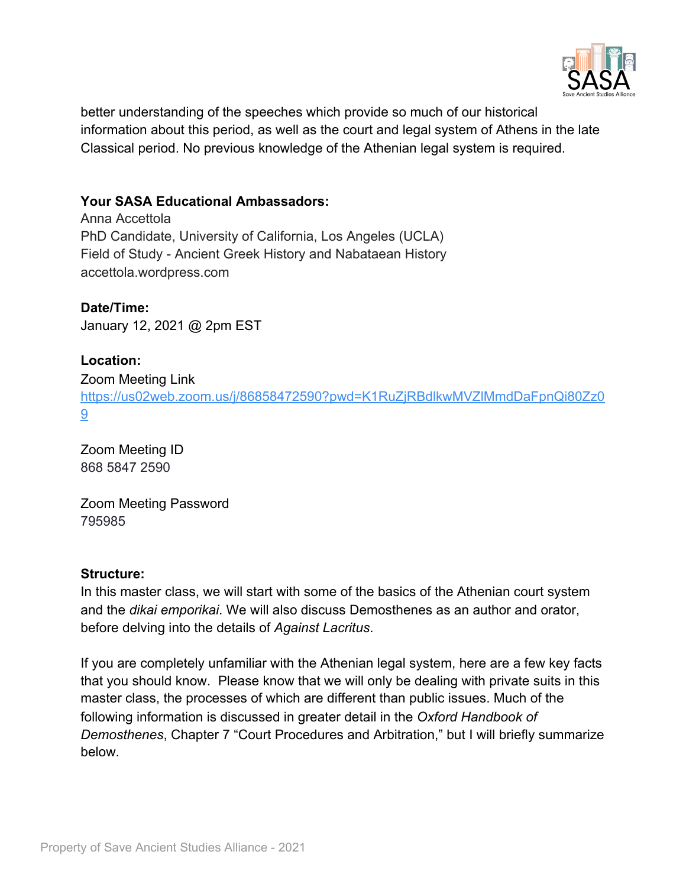better understanding of the speeches which provide so much of our historical information about this period, as well as the court and legal system of Athens in the late Classical period. No previous knowledge of the Athenian legal system is required.

**Your SASA Educational Ambassadors:**
Anna Accettola
PhD Candidate, University of California, Los Angeles (UCLA)
Field of Study - Ancient Greek History and Nabataean History
accettola.wordpress.com

**Date/Time:**
January 12, 2021 @ 2pm EST

**Location:**
Zoom Meeting Link
[https://us02web.zoom.us/j/86858472590?pwd=K1RuZjRBdlkwMVZlMmdDaFpnQi80Zz09](https://us02web.zoom.us/j/86858472590?pwd=K1RuZjRBdlkwMVZlMmdDaFpnQi80Zz09)

Zoom Meeting ID
868 5847 2590

Zoom Meeting Password
795985

**Structure:**
In this master class, we will start with some of the basics of the Athenian court system and the *dikai emporikai*. We will also discuss Demosthenes as an author and orator, before delving into the details of *Against Lacritus*.

If you are completely unfamiliar with the Athenian legal system, here are a few key facts that you should know. Please know that we will only be dealing with private suits in this master class, the processes of which are different than public issues. Much of the following information is discussed in greater detail in the *Oxford Handbook of Demosthenes*, Chapter 7 "Court Procedures and Arbitration," but I will briefly summarize below.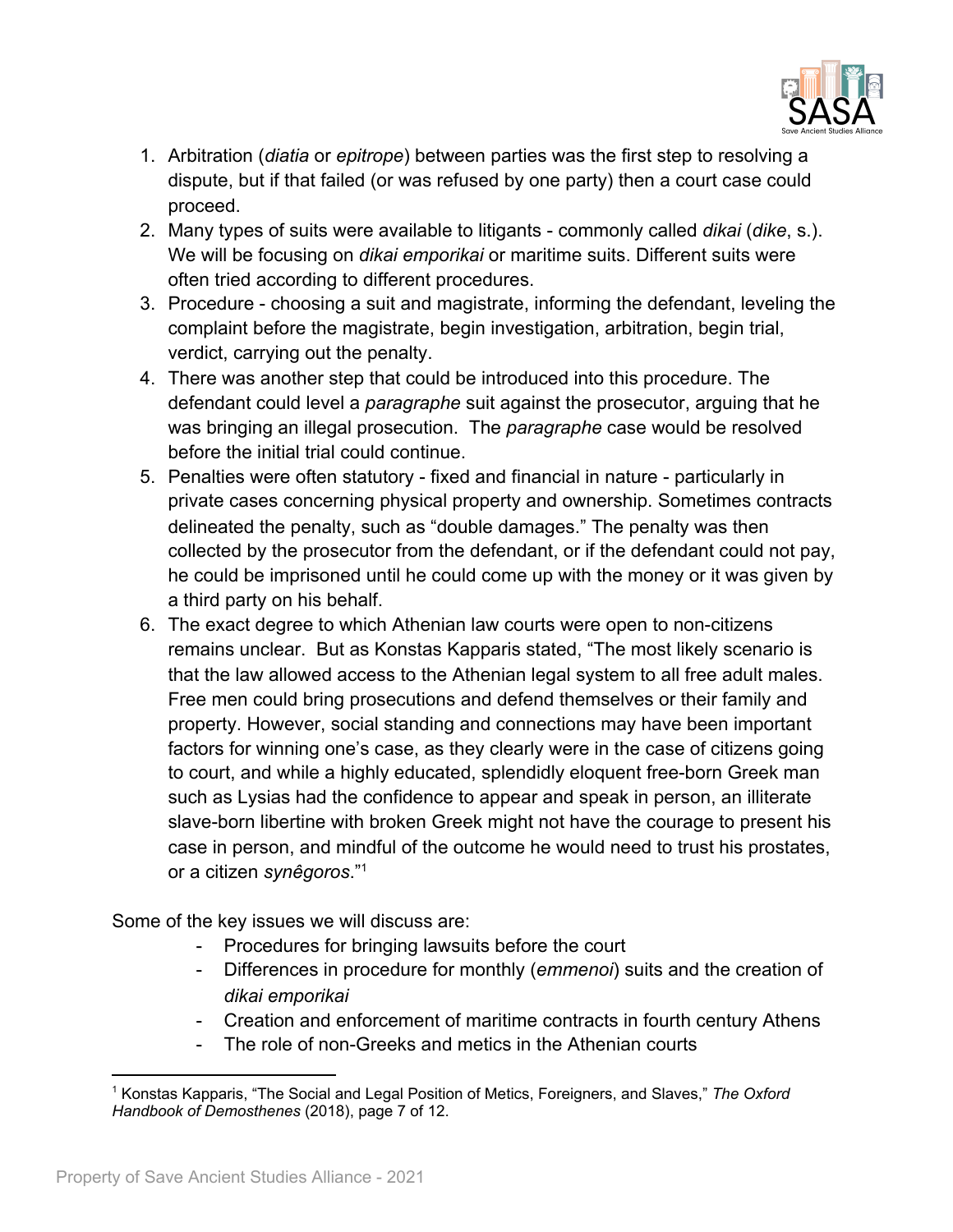1. Arbitration (*diatia* or *epitrope*) between parties was the first step to resolving a dispute, but if that failed (or was refused by one party) then a court case could proceed.
2. Many types of suits were available to litigants - commonly called *dikai* (*dike*, s.). We will be focusing on *dikai emporikai* or maritime suits. Different suits were often tried according to different procedures.
3. Procedure - choosing a suit and magistrate, informing the defendant, leveling the complaint before the magistrate, begin investigation, arbitration, begin trial, verdict, carrying out the penalty.
4. There was another step that could be introduced into this procedure. The defendant could level a *paragraphe* suit against the prosecutor, arguing that he was bringing an illegal prosecution. The *paragraphe* case would be resolved before the initial trial could continue.
5. Penalties were often statutory - fixed and financial in nature - particularly in private cases concerning physical property and ownership. Sometimes contracts delineated the penalty, such as "double damages." The penalty was then collected by the prosecutor from the defendant, or if the defendant could not pay, he could be imprisoned until he could come up with the money or it was given by a third party on his behalf.
6. The exact degree to which Athenian law courts were open to non-citizens remains unclear. But as Konstas Kapparis stated, "The most likely scenario is that the law allowed access to the Athenian legal system to all free adult males. Free men could bring prosecutions and defend themselves or their family and property. However, social standing and connections may have been important factors for winning one's case, as they clearly were in the case of citizens going to court, and while a highly educated, splendidly eloquent free-born Greek man such as Lysias had the confidence to appear and speak in person, an illiterate slave-born libertine with broken Greek might not have the courage to present his case in person, and mindful of the outcome he would need to trust his prostates, or a citizen *synêgoros*."[1]

Some of the key issues we will discuss are:

- Procedures for bringing lawsuits before the court
- Differences in procedure for monthly (*emmenoi*) suits and the creation of *dikai emporikai*
- Creation and enforcement of maritime contracts in fourth century Athens
- The role of non-Greeks and metics in the Athenian courts

[1] Konstas Kapparis, "The Social and Legal Position of Metics, Foreigners, and Slaves," *The Oxford Handbook of Demosthenes* (2018), page 7 of 12.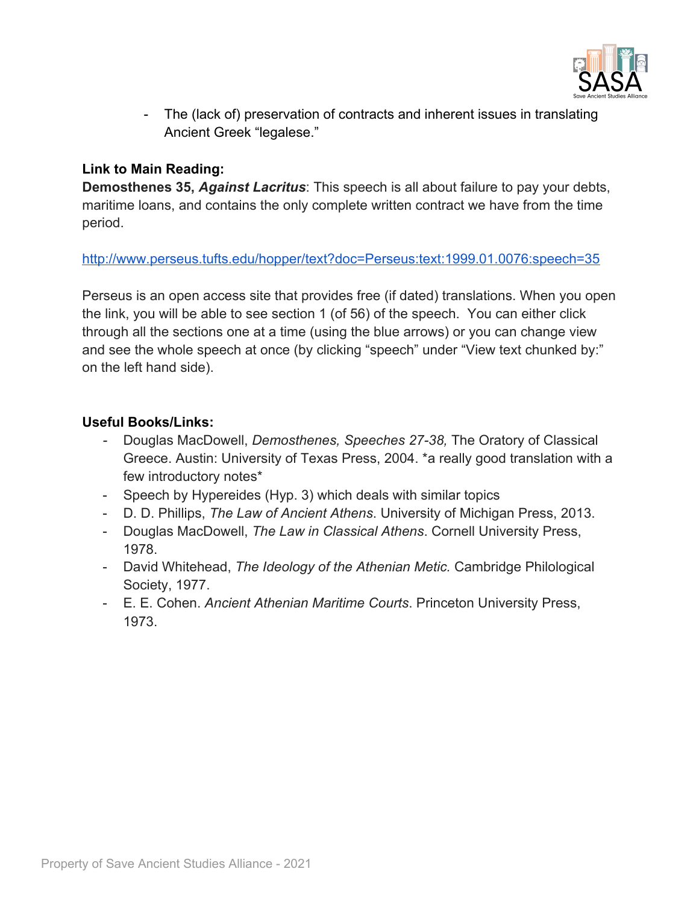- The (lack of) preservation of contracts and inherent issues in translating Ancient Greek "legalese."

**Link to Main Reading:**
**Demosthenes 35, *Against Lacritus***: This speech is all about failure to pay your debts, maritime loans, and contains the only complete written contract we have from the time period.

http://www.perseus.tufts.edu/hopper/text?doc=Perseus:text:1999.01.0076:speech=35

Perseus is an open access site that provides free (if dated) translations. When you open the link, you will be able to see section 1 (of 56) of the speech. You can either click through all the sections one at a time (using the blue arrows) or you can change view and see the whole speech at once (by clicking "speech" under "View text chunked by:" on the left hand side).

**Useful Books/Links:**

- Douglas MacDowell, *Demosthenes, Speeches 27-38,* The Oratory of Classical Greece. Austin: University of Texas Press, 2004. *a really good translation with a few introductory notes*
- Speech by Hypereides (Hyp. 3) which deals with similar topics
- D. D. Phillips, *The Law of Ancient Athens*. University of Michigan Press, 2013.
- Douglas MacDowell, *The Law in Classical Athens*. Cornell University Press, 1978.
- David Whitehead, *The Ideology of the Athenian Metic.* Cambridge Philological Society, 1977.
- E. E. Cohen. *Ancient Athenian Maritime Courts*. Princeton University Press, 1973.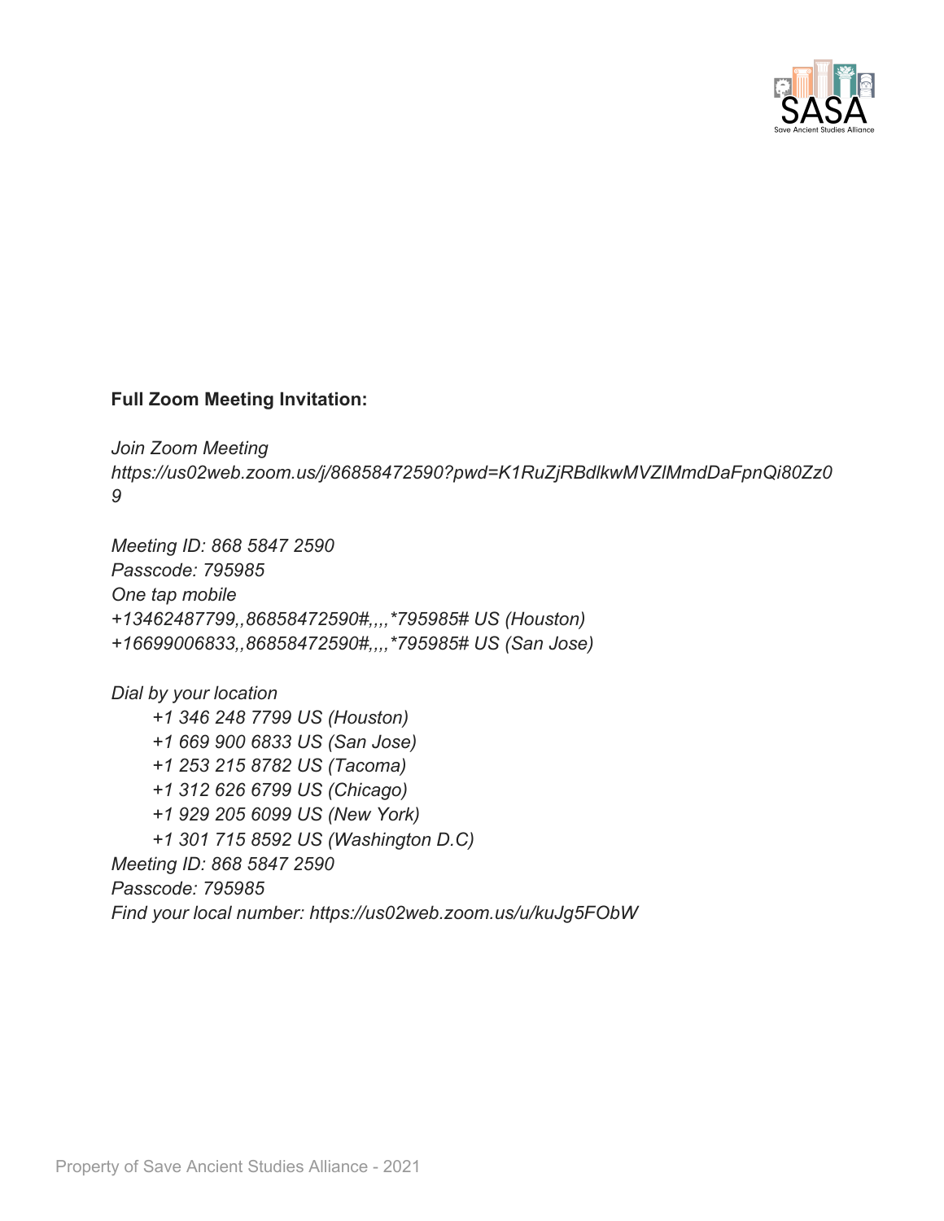**Full Zoom Meeting Invitation:**

*Join Zoom Meeting*
*https://us02web.zoom.us/j/86858472590?pwd=K1RuZjRBdlkwMVZlMmdDaFpnQi80Zz09*

*Meeting ID: 868 5847 2590*
*Passcode: 795985*
*One tap mobile*
*+13462487799,,86858472590#,,,,*795985# US (Houston)*
*+16699006833,,86858472590#,,,,*795985# US (San Jose)*

*Dial by your location*

- *+1 346 248 7799 US (Houston)*
- *+1 669 900 6833 US (San Jose)*
- *+1 253 215 8782 US (Tacoma)*
- *+1 312 626 6799 US (Chicago)*
- *+1 929 205 6099 US (New York)*
- *+1 301 715 8592 US (Washington D.C)*

*Meeting ID: 868 5847 2590*
*Passcode: 795985*
*Find your local number: https://us02web.zoom.us/u/kuJg5FObW*